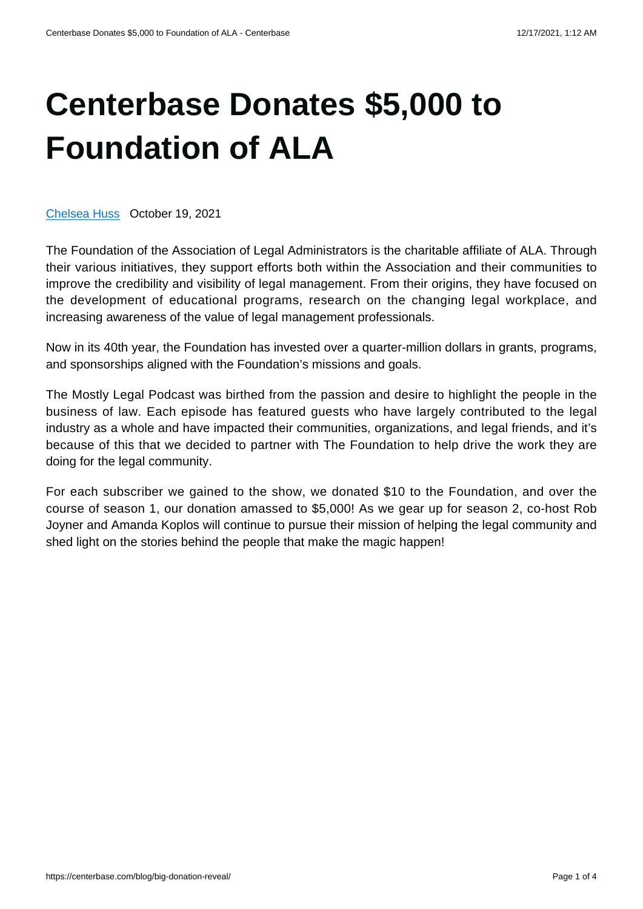# Centerbase Donates $5,000 to Foundation of ALA

Chelsea Huss   October 19, 2021

The Foundation of the Association of Legal Administrators is the charitable affiliate of ALA. Through their various initiatives, they support efforts both within the Association and their communities to improve the credibility and visibility of legal management. From their origins, they have focused on the development of educational programs, research on the changing legal workplace, and increasing awareness of the value of legal management professionals.

Now in its 40th year, the Foundation has invested over a quarter-million dollars in grants, programs, and sponsorships aligned with the Foundation's missions and goals.

The Mostly Legal Podcast was birthed from the passion and desire to highlight the people in the business of law. Each episode has featured guests who have largely contributed to the legal industry as a whole and have impacted their communities, organizations, and legal friends, and it's because of this that we decided to partner with The Foundation to help drive the work they are doing for the legal community.

For each subscriber we gained to the show, we donated $10 to the Foundation, and over the course of season 1, our donation amassed to $5,000! As we gear up for season 2, co-host Rob Joyner and Amanda Koplos will continue to pursue their mission of helping the legal community and shed light on the stories behind the people that make the magic happen!